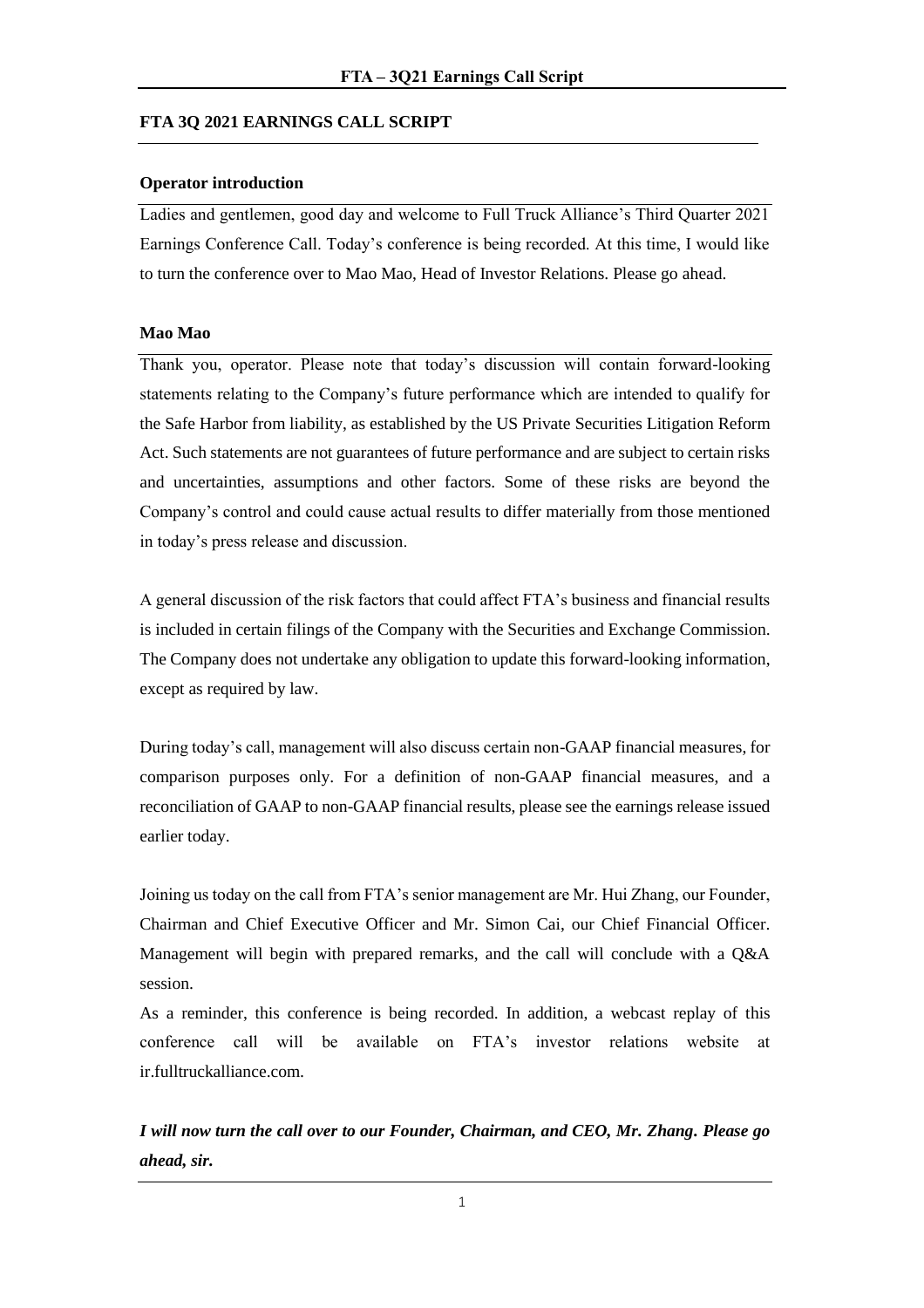**FTA 3Q 2021 EARNINGS CALL SCRIPT**

**Operator introduction**

Ladies and gentlemen, good day and welcome to Full Truck Alliance's Third Quarter 2021 Earnings Conference Call. Today's conference is being recorded. At this time, I would like to turn the conference over to Mao Mao, Head of Investor Relations. Please go ahead.

**Mao Mao**

Thank you, operator. Please note that today's discussion will contain forward-looking statements relating to the Company's future performance which are intended to qualify for the Safe Harbor from liability, as established by the US Private Securities Litigation Reform Act. Such statements are not guarantees of future performance and are subject to certain risks and uncertainties, assumptions and other factors. Some of these risks are beyond the Company's control and could cause actual results to differ materially from those mentioned in today's press release and discussion.

A general discussion of the risk factors that could affect FTA's business and financial results is included in certain filings of the Company with the Securities and Exchange Commission. The Company does not undertake any obligation to update this forward-looking information, except as required by law.

During today's call, management will also discuss certain non-GAAP financial measures, for comparison purposes only. For a definition of non-GAAP financial measures, and a reconciliation of GAAP to non-GAAP financial results, please see the earnings release issued earlier today.

Joining us today on the call from FTA's senior management are Mr. Hui Zhang, our Founder, Chairman and Chief Executive Officer and Mr. Simon Cai, our Chief Financial Officer. Management will begin with prepared remarks, and the call will conclude with a Q&A session.

As a reminder, this conference is being recorded. In addition, a webcast replay of this conference call will be available on FTA's investor relations website at ir.fulltruckalliance.com.

***I will now turn the call over to our Founder, Chairman, and CEO, Mr. Zhang. Please go ahead, sir.***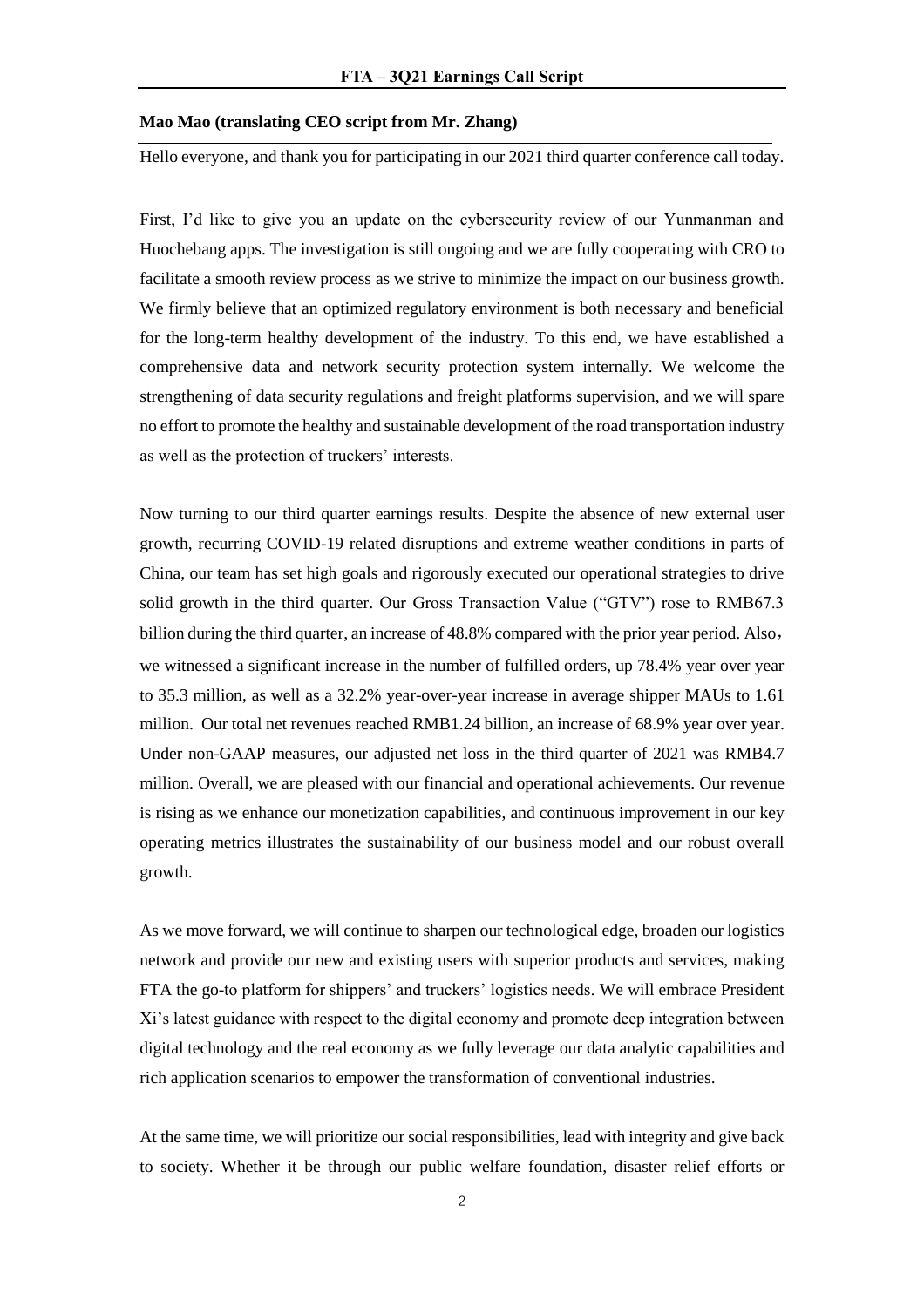**Mao Mao (translating CEO script from Mr. Zhang)**

Hello everyone, and thank you for participating in our 2021 third quarter conference call today.

First, I'd like to give you an update on the cybersecurity review of our Yunmanman and Huochebang apps. The investigation is still ongoing and we are fully cooperating with CRO to facilitate a smooth review process as we strive to minimize the impact on our business growth. We firmly believe that an optimized regulatory environment is both necessary and beneficial for the long-term healthy development of the industry. To this end, we have established a comprehensive data and network security protection system internally. We welcome the strengthening of data security regulations and freight platforms supervision, and we will spare no effort to promote the healthy and sustainable development of the road transportation industry as well as the protection of truckers' interests.

Now turning to our third quarter earnings results. Despite the absence of new external user growth, recurring COVID-19 related disruptions and extreme weather conditions in parts of China, our team has set high goals and rigorously executed our operational strategies to drive solid growth in the third quarter. Our Gross Transaction Value ("GTV") rose to RMB67.3 billion during the third quarter, an increase of 48.8% compared with the prior year period. Also, we witnessed a significant increase in the number of fulfilled orders, up 78.4% year over year to 35.3 million, as well as a 32.2% year-over-year increase in average shipper MAUs to 1.61 million. Our total net revenues reached RMB1.24 billion, an increase of 68.9% year over year. Under non-GAAP measures, our adjusted net loss in the third quarter of 2021 was RMB4.7 million. Overall, we are pleased with our financial and operational achievements. Our revenue is rising as we enhance our monetization capabilities, and continuous improvement in our key operating metrics illustrates the sustainability of our business model and our robust overall growth.

As we move forward, we will continue to sharpen our technological edge, broaden our logistics network and provide our new and existing users with superior products and services, making FTA the go-to platform for shippers' and truckers' logistics needs. We will embrace President Xi's latest guidance with respect to the digital economy and promote deep integration between digital technology and the real economy as we fully leverage our data analytic capabilities and rich application scenarios to empower the transformation of conventional industries.

At the same time, we will prioritize our social responsibilities, lead with integrity and give back to society. Whether it be through our public welfare foundation, disaster relief efforts or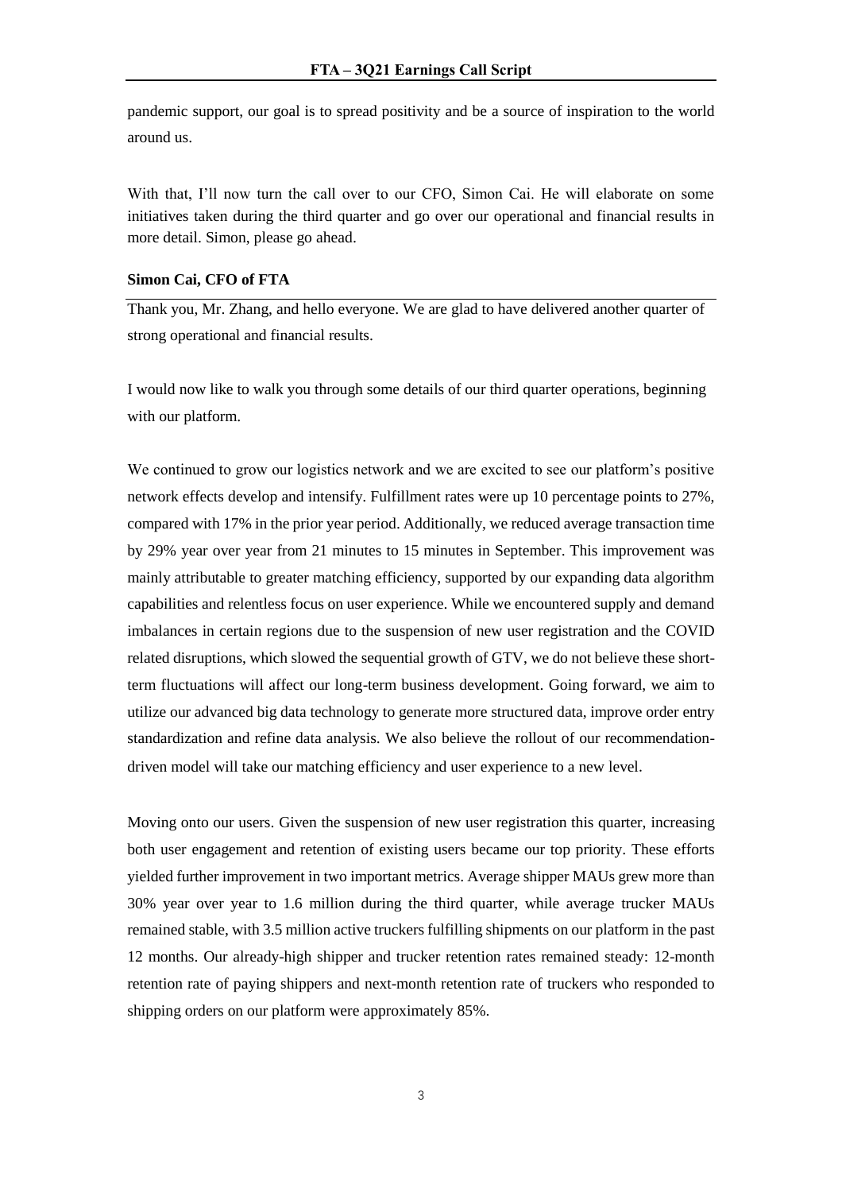pandemic support, our goal is to spread positivity and be a source of inspiration to the world around us.

With that, I'll now turn the call over to our CFO, Simon Cai. He will elaborate on some initiatives taken during the third quarter and go over our operational and financial results in more detail. Simon, please go ahead.

**Simon Cai, CFO of FTA**

Thank you, Mr. Zhang, and hello everyone. We are glad to have delivered another quarter of strong operational and financial results.

I would now like to walk you through some details of our third quarter operations, beginning with our platform.

We continued to grow our logistics network and we are excited to see our platform's positive network effects develop and intensify. Fulfillment rates were up 10 percentage points to 27%, compared with 17% in the prior year period. Additionally, we reduced average transaction time by 29% year over year from 21 minutes to 15 minutes in September. This improvement was mainly attributable to greater matching efficiency, supported by our expanding data algorithm capabilities and relentless focus on user experience. While we encountered supply and demand imbalances in certain regions due to the suspension of new user registration and the COVID related disruptions, which slowed the sequential growth of GTV, we do not believe these short-term fluctuations will affect our long-term business development. Going forward, we aim to utilize our advanced big data technology to generate more structured data, improve order entry standardization and refine data analysis. We also believe the rollout of our recommendation-driven model will take our matching efficiency and user experience to a new level.

Moving onto our users. Given the suspension of new user registration this quarter, increasing both user engagement and retention of existing users became our top priority. These efforts yielded further improvement in two important metrics. Average shipper MAUs grew more than 30% year over year to 1.6 million during the third quarter, while average trucker MAUs remained stable, with 3.5 million active truckers fulfilling shipments on our platform in the past 12 months. Our already-high shipper and trucker retention rates remained steady: 12-month retention rate of paying shippers and next-month retention rate of truckers who responded to shipping orders on our platform were approximately 85%.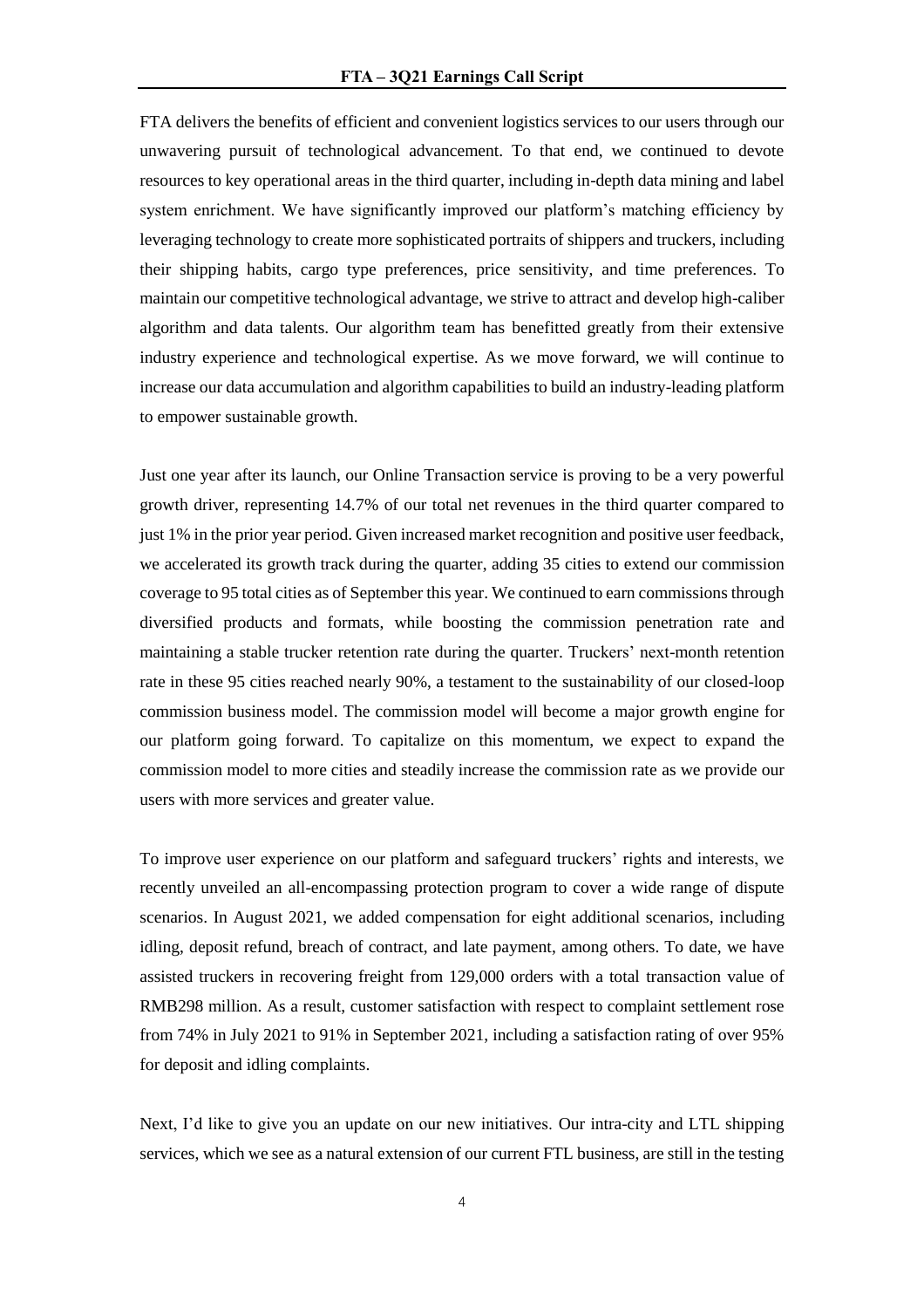FTA delivers the benefits of efficient and convenient logistics services to our users through our unwavering pursuit of technological advancement. To that end, we continued to devote resources to key operational areas in the third quarter, including in-depth data mining and label system enrichment. We have significantly improved our platform's matching efficiency by leveraging technology to create more sophisticated portraits of shippers and truckers, including their shipping habits, cargo type preferences, price sensitivity, and time preferences. To maintain our competitive technological advantage, we strive to attract and develop high-caliber algorithm and data talents. Our algorithm team has benefitted greatly from their extensive industry experience and technological expertise. As we move forward, we will continue to increase our data accumulation and algorithm capabilities to build an industry-leading platform to empower sustainable growth.

Just one year after its launch, our Online Transaction service is proving to be a very powerful growth driver, representing 14.7% of our total net revenues in the third quarter compared to just 1% in the prior year period. Given increased market recognition and positive user feedback, we accelerated its growth track during the quarter, adding 35 cities to extend our commission coverage to 95 total cities as of September this year. We continued to earn commissions through diversified products and formats, while boosting the commission penetration rate and maintaining a stable trucker retention rate during the quarter. Truckers' next-month retention rate in these 95 cities reached nearly 90%, a testament to the sustainability of our closed-loop commission business model. The commission model will become a major growth engine for our platform going forward. To capitalize on this momentum, we expect to expand the commission model to more cities and steadily increase the commission rate as we provide our users with more services and greater value.

To improve user experience on our platform and safeguard truckers' rights and interests, we recently unveiled an all-encompassing protection program to cover a wide range of dispute scenarios. In August 2021, we added compensation for eight additional scenarios, including idling, deposit refund, breach of contract, and late payment, among others. To date, we have assisted truckers in recovering freight from 129,000 orders with a total transaction value of RMB298 million. As a result, customer satisfaction with respect to complaint settlement rose from 74% in July 2021 to 91% in September 2021, including a satisfaction rating of over 95% for deposit and idling complaints.

Next, I'd like to give you an update on our new initiatives. Our intra-city and LTL shipping services, which we see as a natural extension of our current FTL business, are still in the testing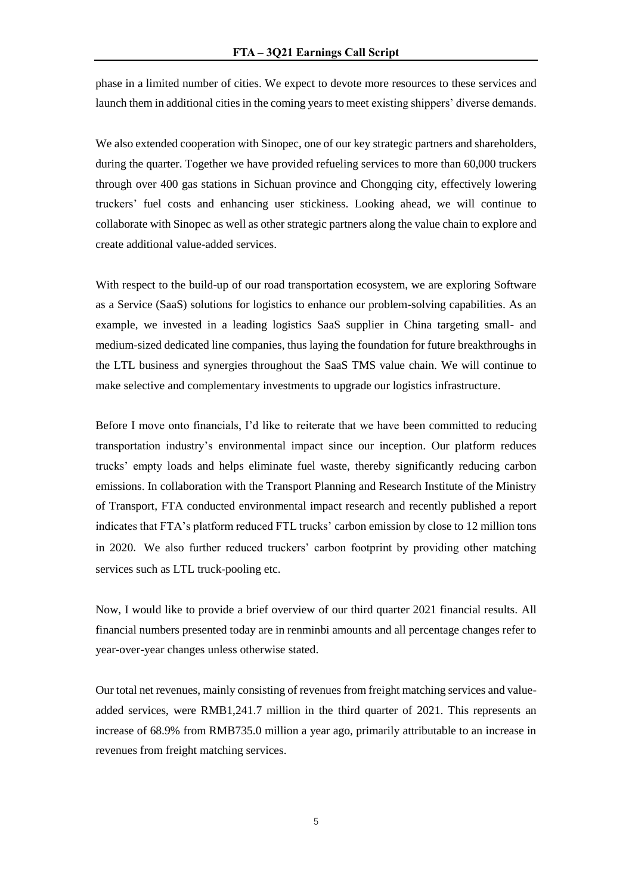phase in a limited number of cities. We expect to devote more resources to these services and launch them in additional cities in the coming years to meet existing shippers' diverse demands.

We also extended cooperation with Sinopec, one of our key strategic partners and shareholders, during the quarter. Together we have provided refueling services to more than 60,000 truckers through over 400 gas stations in Sichuan province and Chongqing city, effectively lowering truckers' fuel costs and enhancing user stickiness. Looking ahead, we will continue to collaborate with Sinopec as well as other strategic partners along the value chain to explore and create additional value-added services.

With respect to the build-up of our road transportation ecosystem, we are exploring Software as a Service (SaaS) solutions for logistics to enhance our problem-solving capabilities. As an example, we invested in a leading logistics SaaS supplier in China targeting small- and medium-sized dedicated line companies, thus laying the foundation for future breakthroughs in the LTL business and synergies throughout the SaaS TMS value chain. We will continue to make selective and complementary investments to upgrade our logistics infrastructure.

Before I move onto financials, I'd like to reiterate that we have been committed to reducing transportation industry's environmental impact since our inception. Our platform reduces trucks' empty loads and helps eliminate fuel waste, thereby significantly reducing carbon emissions. In collaboration with the Transport Planning and Research Institute of the Ministry of Transport, FTA conducted environmental impact research and recently published a report indicates that FTA's platform reduced FTL trucks' carbon emission by close to 12 million tons in 2020. We also further reduced truckers' carbon footprint by providing other matching services such as LTL truck-pooling etc.

Now, I would like to provide a brief overview of our third quarter 2021 financial results. All financial numbers presented today are in renminbi amounts and all percentage changes refer to year-over-year changes unless otherwise stated.

Our total net revenues, mainly consisting of revenues from freight matching services and value-added services, were RMB1,241.7 million in the third quarter of 2021. This represents an increase of 68.9% from RMB735.0 million a year ago, primarily attributable to an increase in revenues from freight matching services.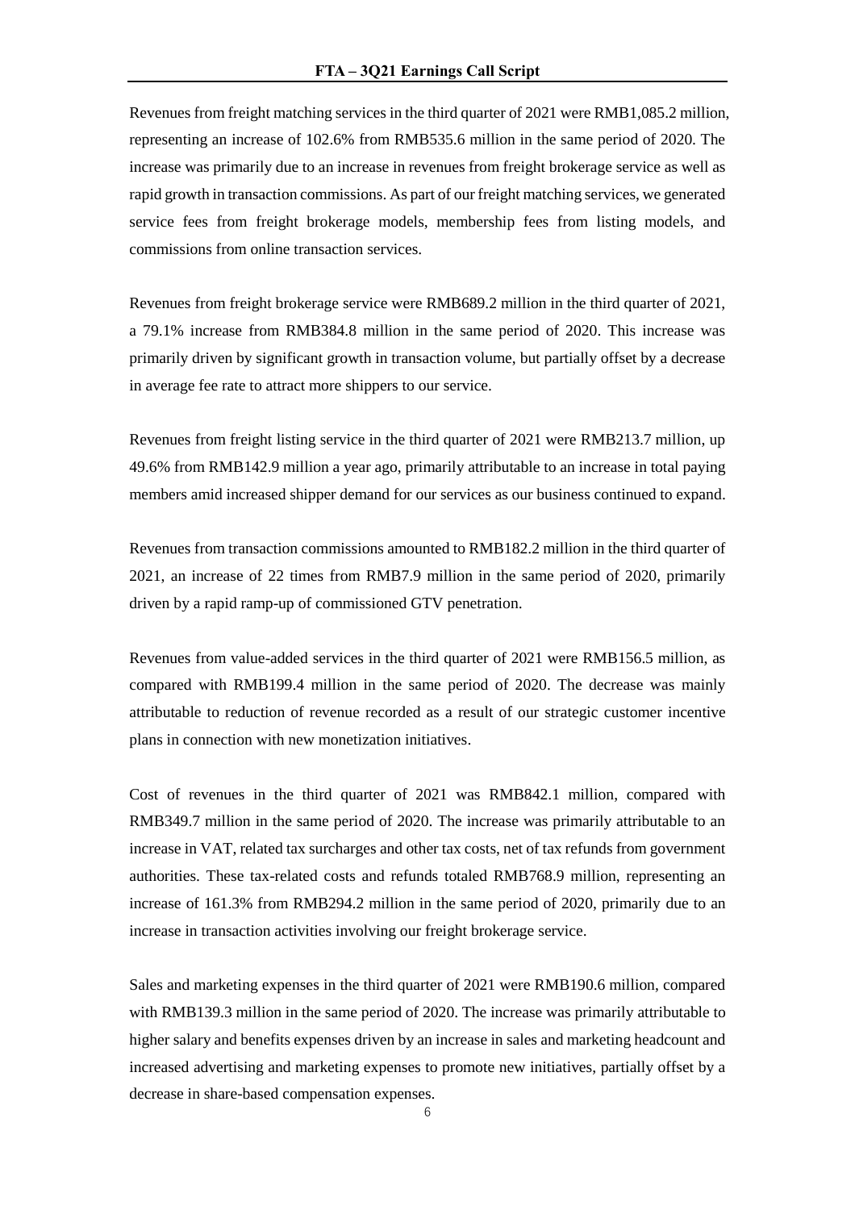Revenues from freight matching services in the third quarter of 2021 were RMB1,085.2 million, representing an increase of 102.6% from RMB535.6 million in the same period of 2020. The increase was primarily due to an increase in revenues from freight brokerage service as well as rapid growth in transaction commissions. As part of our freight matching services, we generated service fees from freight brokerage models, membership fees from listing models, and commissions from online transaction services.

Revenues from freight brokerage service were RMB689.2 million in the third quarter of 2021, a 79.1% increase from RMB384.8 million in the same period of 2020. This increase was primarily driven by significant growth in transaction volume, but partially offset by a decrease in average fee rate to attract more shippers to our service.

Revenues from freight listing service in the third quarter of 2021 were RMB213.7 million, up 49.6% from RMB142.9 million a year ago, primarily attributable to an increase in total paying members amid increased shipper demand for our services as our business continued to expand.

Revenues from transaction commissions amounted to RMB182.2 million in the third quarter of 2021, an increase of 22 times from RMB7.9 million in the same period of 2020, primarily driven by a rapid ramp-up of commissioned GTV penetration.

Revenues from value-added services in the third quarter of 2021 were RMB156.5 million, as compared with RMB199.4 million in the same period of 2020. The decrease was mainly attributable to reduction of revenue recorded as a result of our strategic customer incentive plans in connection with new monetization initiatives.

Cost of revenues in the third quarter of 2021 was RMB842.1 million, compared with RMB349.7 million in the same period of 2020. The increase was primarily attributable to an increase in VAT, related tax surcharges and other tax costs, net of tax refunds from government authorities. These tax-related costs and refunds totaled RMB768.9 million, representing an increase of 161.3% from RMB294.2 million in the same period of 2020, primarily due to an increase in transaction activities involving our freight brokerage service.

Sales and marketing expenses in the third quarter of 2021 were RMB190.6 million, compared with RMB139.3 million in the same period of 2020. The increase was primarily attributable to higher salary and benefits expenses driven by an increase in sales and marketing headcount and increased advertising and marketing expenses to promote new initiatives, partially offset by a decrease in share-based compensation expenses.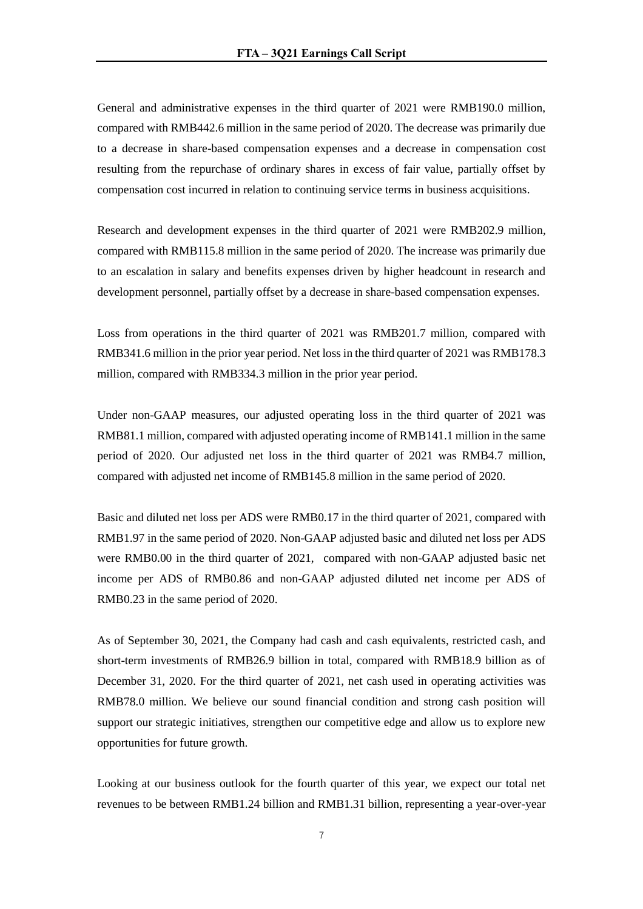General and administrative expenses in the third quarter of 2021 were RMB190.0 million, compared with RMB442.6 million in the same period of 2020. The decrease was primarily due to a decrease in share-based compensation expenses and a decrease in compensation cost resulting from the repurchase of ordinary shares in excess of fair value, partially offset by compensation cost incurred in relation to continuing service terms in business acquisitions.

Research and development expenses in the third quarter of 2021 were RMB202.9 million, compared with RMB115.8 million in the same period of 2020. The increase was primarily due to an escalation in salary and benefits expenses driven by higher headcount in research and development personnel, partially offset by a decrease in share-based compensation expenses.

Loss from operations in the third quarter of 2021 was RMB201.7 million, compared with RMB341.6 million in the prior year period. Net loss in the third quarter of 2021 was RMB178.3 million, compared with RMB334.3 million in the prior year period.

Under non-GAAP measures, our adjusted operating loss in the third quarter of 2021 was RMB81.1 million, compared with adjusted operating income of RMB141.1 million in the same period of 2020. Our adjusted net loss in the third quarter of 2021 was RMB4.7 million, compared with adjusted net income of RMB145.8 million in the same period of 2020.

Basic and diluted net loss per ADS were RMB0.17 in the third quarter of 2021, compared with RMB1.97 in the same period of 2020. Non-GAAP adjusted basic and diluted net loss per ADS were RMB0.00 in the third quarter of 2021, compared with non-GAAP adjusted basic net income per ADS of RMB0.86 and non-GAAP adjusted diluted net income per ADS of RMB0.23 in the same period of 2020.

As of September 30, 2021, the Company had cash and cash equivalents, restricted cash, and short-term investments of RMB26.9 billion in total, compared with RMB18.9 billion as of December 31, 2020. For the third quarter of 2021, net cash used in operating activities was RMB78.0 million. We believe our sound financial condition and strong cash position will support our strategic initiatives, strengthen our competitive edge and allow us to explore new opportunities for future growth.

Looking at our business outlook for the fourth quarter of this year, we expect our total net revenues to be between RMB1.24 billion and RMB1.31 billion, representing a year-over-year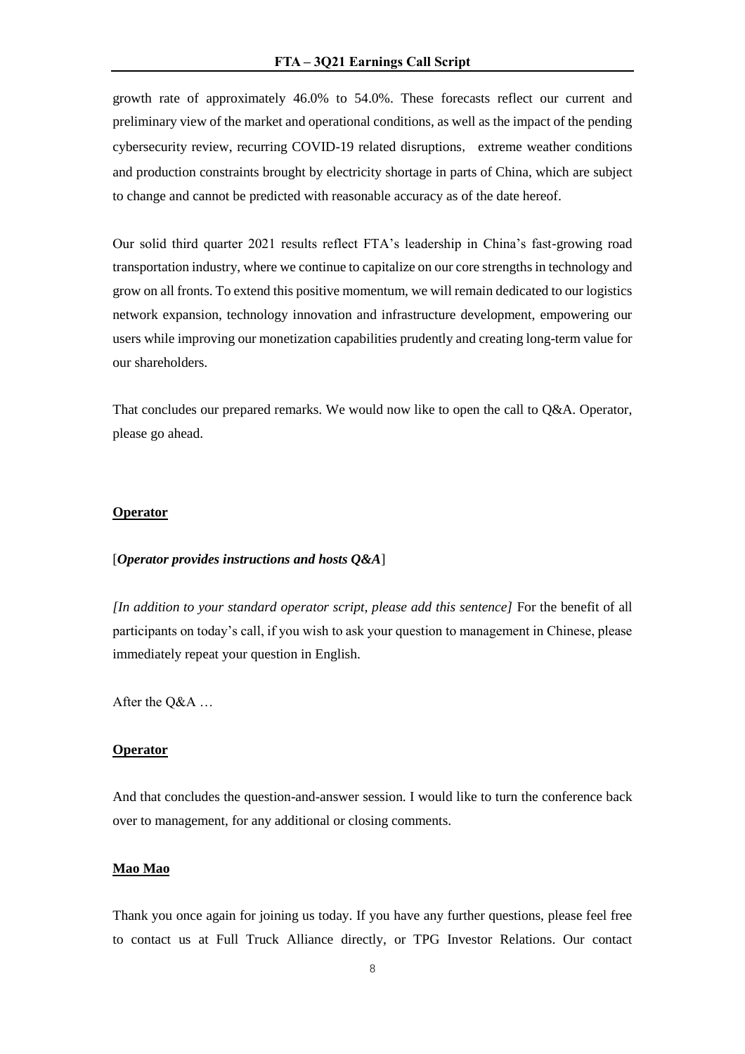growth rate of approximately 46.0% to 54.0%. These forecasts reflect our current and preliminary view of the market and operational conditions, as well as the impact of the pending cybersecurity review, recurring COVID-19 related disruptions, extreme weather conditions and production constraints brought by electricity shortage in parts of China, which are subject to change and cannot be predicted with reasonable accuracy as of the date hereof.

Our solid third quarter 2021 results reflect FTA's leadership in China's fast-growing road transportation industry, where we continue to capitalize on our core strengths in technology and grow on all fronts. To extend this positive momentum, we will remain dedicated to our logistics network expansion, technology innovation and infrastructure development, empowering our users while improving our monetization capabilities prudently and creating long-term value for our shareholders.

That concludes our prepared remarks. We would now like to open the call to Q&A. Operator, please go ahead.

**Operator**

[***Operator provides instructions and hosts Q&A***]

*[In addition to your standard operator script, please add this sentence]* For the benefit of all participants on today's call, if you wish to ask your question to management in Chinese, please immediately repeat your question in English.

After the Q&A …

**Operator**

And that concludes the question-and-answer session. I would like to turn the conference back over to management, for any additional or closing comments.

**Mao Mao**

Thank you once again for joining us today. If you have any further questions, please feel free to contact us at Full Truck Alliance directly, or TPG Investor Relations. Our contact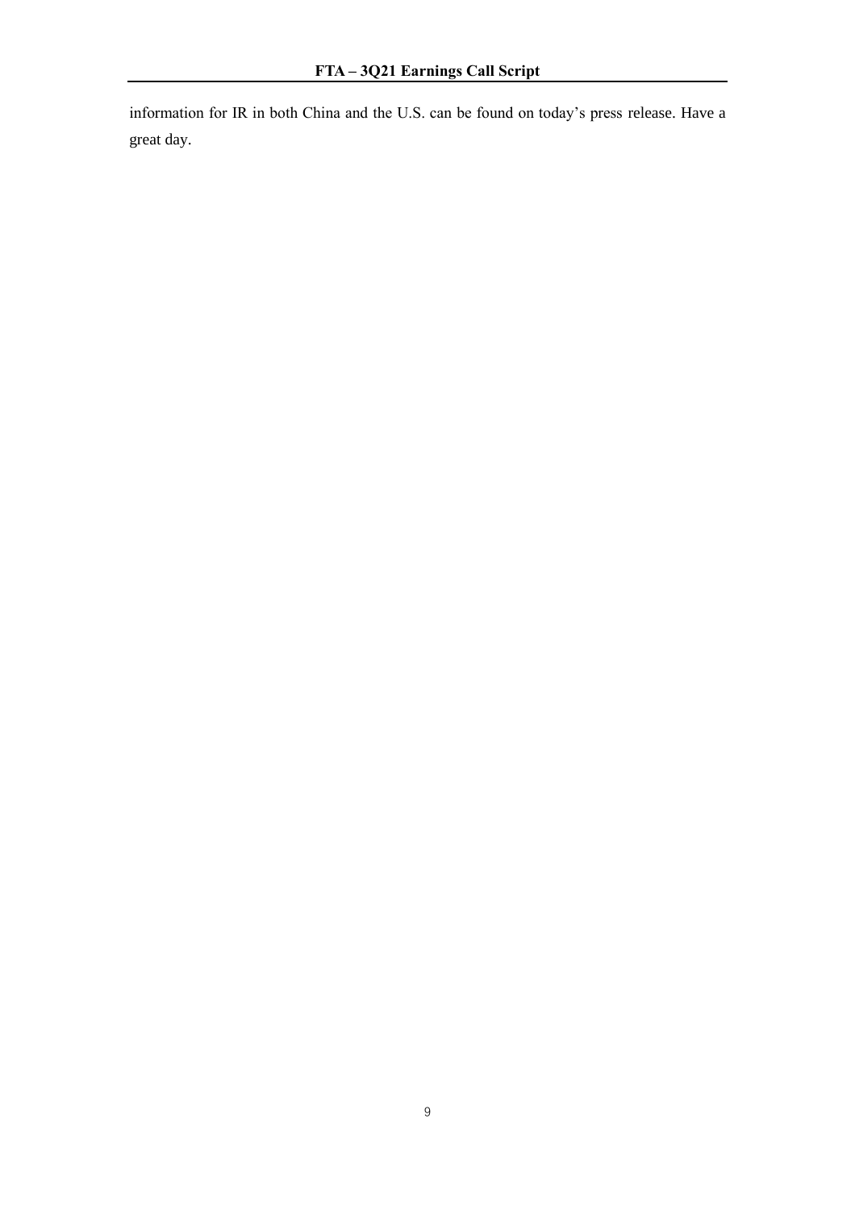information for IR in both China and the U.S. can be found on today's press release. Have a great day.